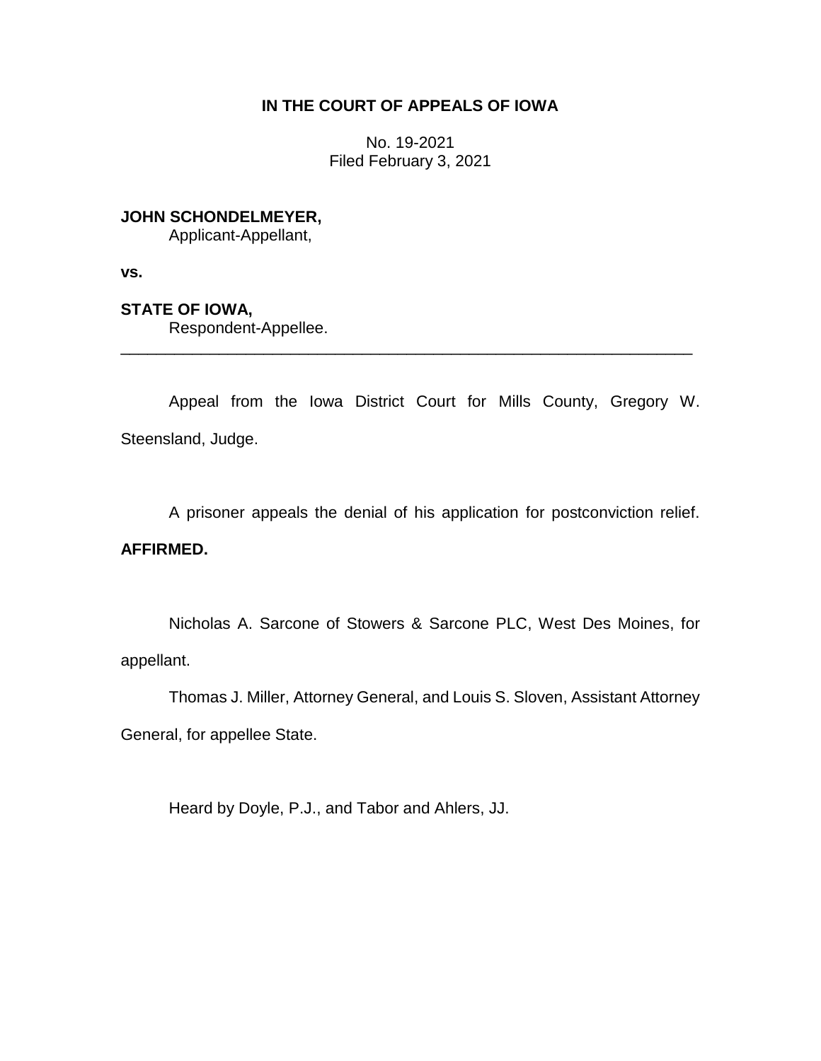**IN THE COURT OF APPEALS OF IOWA**

No. 19-2021
Filed February 3, 2021

**JOHN SCHONDELMEYER,**
Applicant-Appellant,

**vs.**

**STATE OF IOWA,**
Respondent-Appellee.

---

Appeal from the Iowa District Court for Mills County, Gregory W. Steensland, Judge.

A prisoner appeals the denial of his application for postconviction relief. **AFFIRMED.**

Nicholas A. Sarcone of Stowers & Sarcone PLC, West Des Moines, for appellant.

Thomas J. Miller, Attorney General, and Louis S. Sloven, Assistant Attorney General, for appellee State.

Heard by Doyle, P.J., and Tabor and Ahlers, JJ.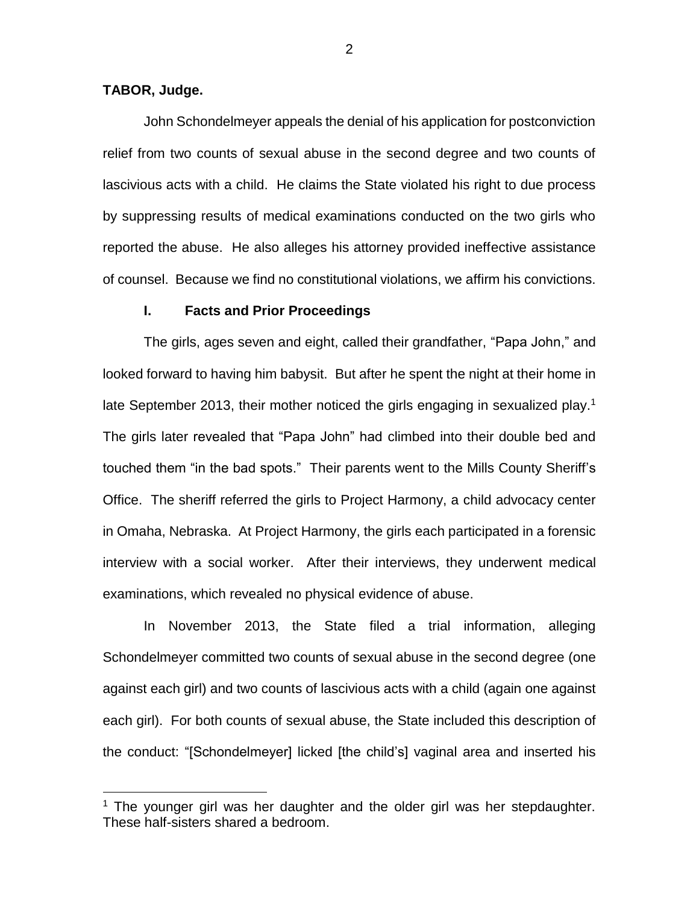**TABOR, Judge.**

John Schondelmeyer appeals the denial of his application for postconviction relief from two counts of sexual abuse in the second degree and two counts of lascivious acts with a child. He claims the State violated his right to due process by suppressing results of medical examinations conducted on the two girls who reported the abuse. He also alleges his attorney provided ineffective assistance of counsel. Because we find no constitutional violations, we affirm his convictions.

## I. Facts and Prior Proceedings

The girls, ages seven and eight, called their grandfather, "Papa John," and looked forward to having him babysit. But after he spent the night at their home in late September 2013, their mother noticed the girls engaging in sexualized play.[1] The girls later revealed that "Papa John" had climbed into their double bed and touched them "in the bad spots." Their parents went to the Mills County Sheriff's Office. The sheriff referred the girls to Project Harmony, a child advocacy center in Omaha, Nebraska. At Project Harmony, the girls each participated in a forensic interview with a social worker. After their interviews, they underwent medical examinations, which revealed no physical evidence of abuse.

In November 2013, the State filed a trial information, alleging Schondelmeyer committed two counts of sexual abuse in the second degree (one against each girl) and two counts of lascivious acts with a child (again one against each girl). For both counts of sexual abuse, the State included this description of the conduct: "[Schondelmeyer] licked [the child's] vaginal area and inserted his

[1] The younger girl was her daughter and the older girl was her stepdaughter. These half-sisters shared a bedroom.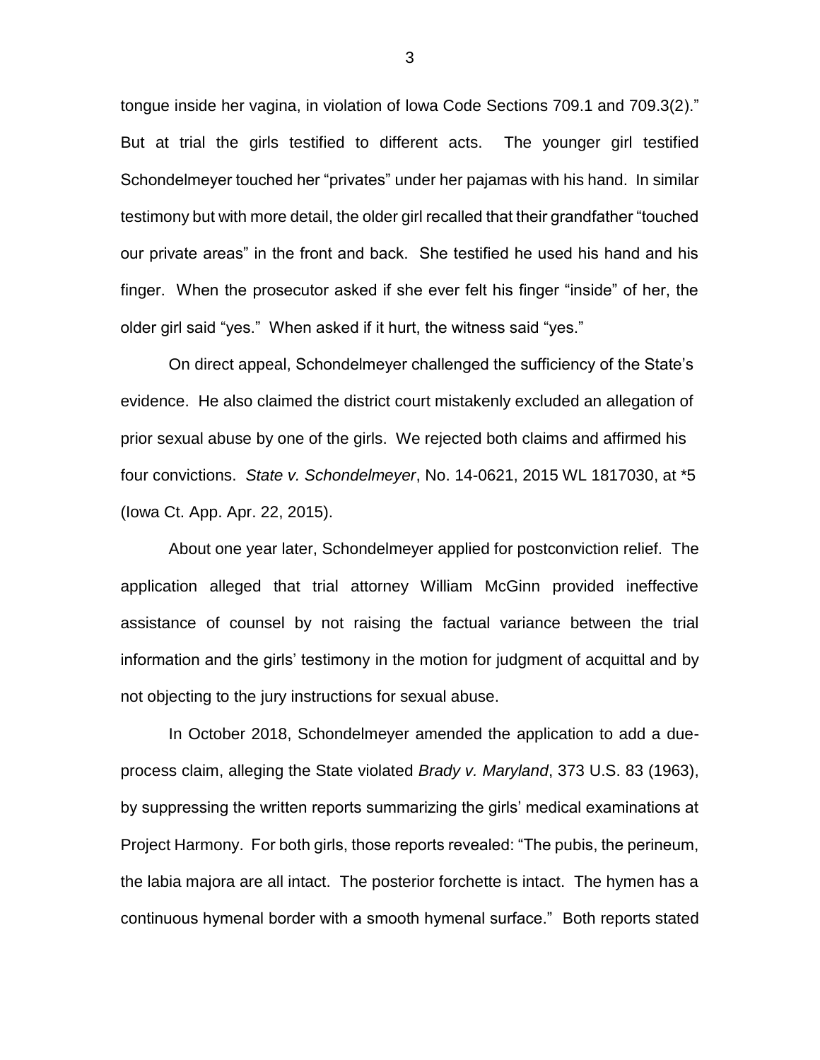tongue inside her vagina, in violation of Iowa Code Sections 709.1 and 709.3(2)." But at trial the girls testified to different acts. The younger girl testified Schondelmeyer touched her "privates" under her pajamas with his hand. In similar testimony but with more detail, the older girl recalled that their grandfather "touched our private areas" in the front and back. She testified he used his hand and his finger. When the prosecutor asked if she ever felt his finger "inside" of her, the older girl said "yes." When asked if it hurt, the witness said "yes."

On direct appeal, Schondelmeyer challenged the sufficiency of the State's evidence. He also claimed the district court mistakenly excluded an allegation of prior sexual abuse by one of the girls. We rejected both claims and affirmed his four convictions. *State v. Schondelmeyer*, No. 14-0621, 2015 WL 1817030, at *5 (Iowa Ct. App. Apr. 22, 2015).

About one year later, Schondelmeyer applied for postconviction relief. The application alleged that trial attorney William McGinn provided ineffective assistance of counsel by not raising the factual variance between the trial information and the girls' testimony in the motion for judgment of acquittal and by not objecting to the jury instructions for sexual abuse.

In October 2018, Schondelmeyer amended the application to add a due-process claim, alleging the State violated *Brady v. Maryland*, 373 U.S. 83 (1963), by suppressing the written reports summarizing the girls' medical examinations at Project Harmony. For both girls, those reports revealed: "The pubis, the perineum, the labia majora are all intact. The posterior forchette is intact. The hymen has a continuous hymenal border with a smooth hymenal surface." Both reports stated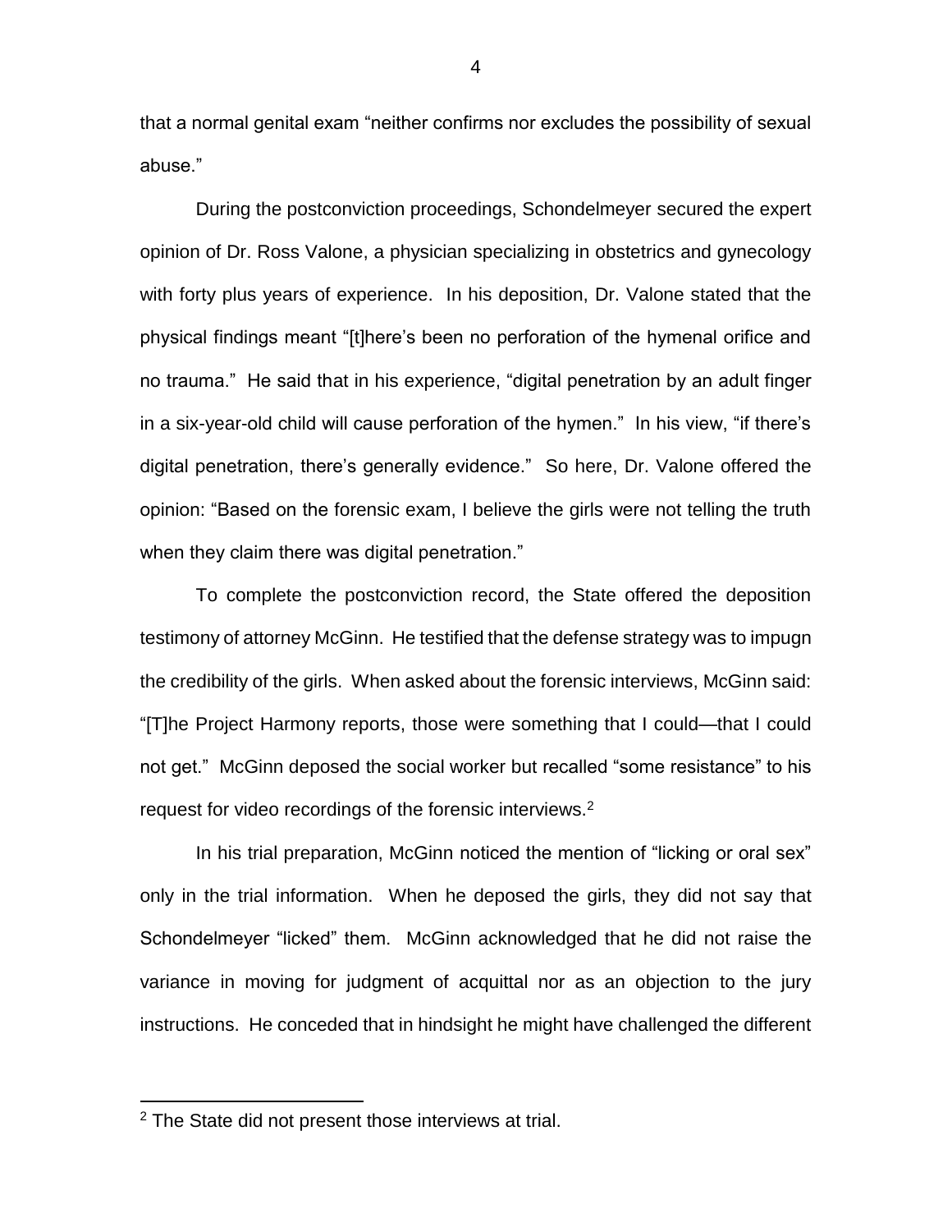that a normal genital exam "neither confirms nor excludes the possibility of sexual abuse."

During the postconviction proceedings, Schondelmeyer secured the expert opinion of Dr. Ross Valone, a physician specializing in obstetrics and gynecology with forty plus years of experience. In his deposition, Dr. Valone stated that the physical findings meant "[t]here's been no perforation of the hymenal orifice and no trauma." He said that in his experience, "digital penetration by an adult finger in a six-year-old child will cause perforation of the hymen." In his view, "if there's digital penetration, there's generally evidence." So here, Dr. Valone offered the opinion: "Based on the forensic exam, I believe the girls were not telling the truth when they claim there was digital penetration."

To complete the postconviction record, the State offered the deposition testimony of attorney McGinn. He testified that the defense strategy was to impugn the credibility of the girls. When asked about the forensic interviews, McGinn said: "[T]he Project Harmony reports, those were something that I could—that I could not get." McGinn deposed the social worker but recalled "some resistance" to his request for video recordings of the forensic interviews.[2]

In his trial preparation, McGinn noticed the mention of "licking or oral sex" only in the trial information. When he deposed the girls, they did not say that Schondelmeyer "licked" them. McGinn acknowledged that he did not raise the variance in moving for judgment of acquittal nor as an objection to the jury instructions. He conceded that in hindsight he might have challenged the different

[2] The State did not present those interviews at trial.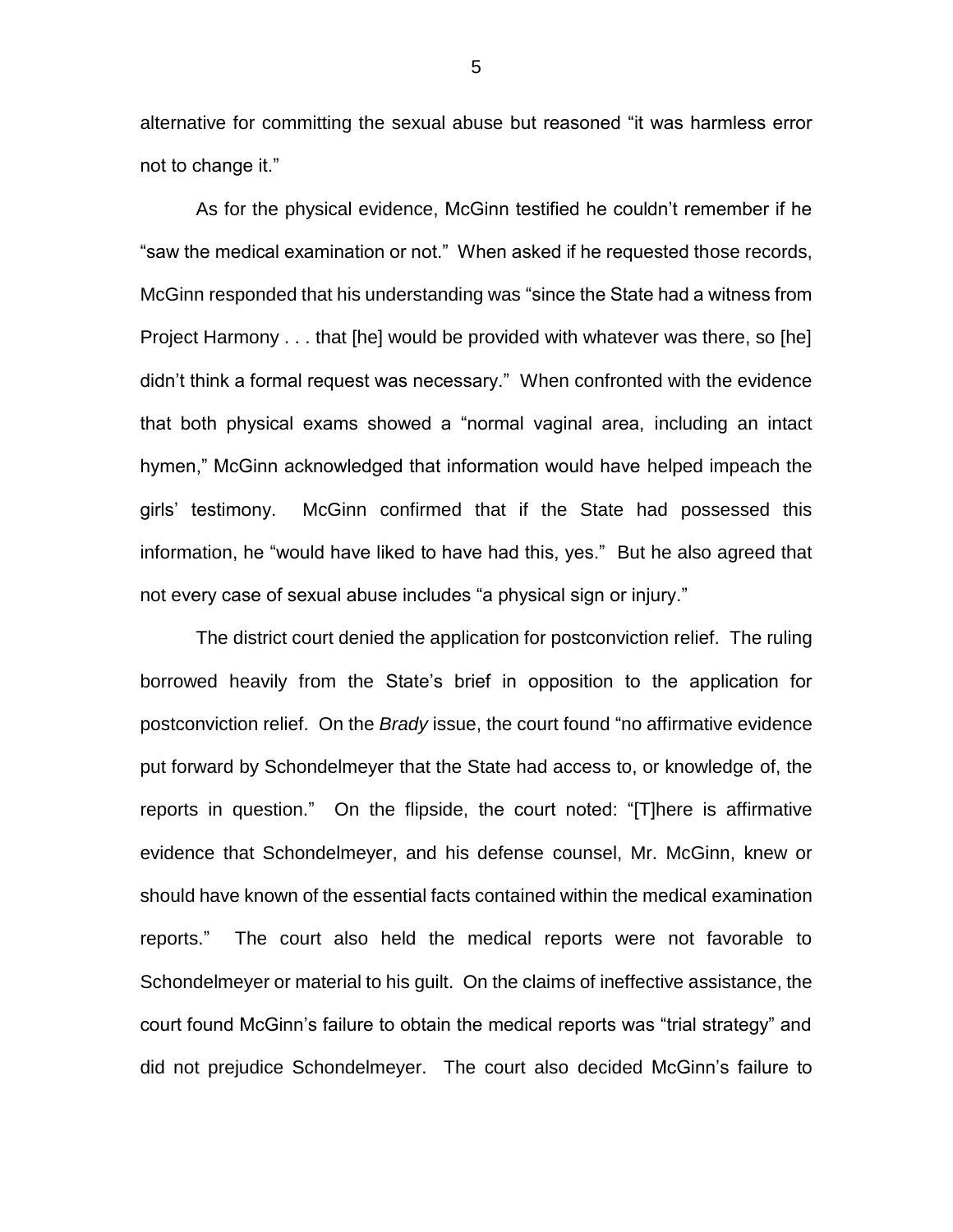alternative for committing the sexual abuse but reasoned "it was harmless error not to change it."

As for the physical evidence, McGinn testified he couldn't remember if he "saw the medical examination or not." When asked if he requested those records, McGinn responded that his understanding was "since the State had a witness from Project Harmony . . . that [he] would be provided with whatever was there, so [he] didn't think a formal request was necessary." When confronted with the evidence that both physical exams showed a "normal vaginal area, including an intact hymen," McGinn acknowledged that information would have helped impeach the girls' testimony. McGinn confirmed that if the State had possessed this information, he "would have liked to have had this, yes." But he also agreed that not every case of sexual abuse includes "a physical sign or injury."

The district court denied the application for postconviction relief. The ruling borrowed heavily from the State's brief in opposition to the application for postconviction relief. On the *Brady* issue, the court found "no affirmative evidence put forward by Schondelmeyer that the State had access to, or knowledge of, the reports in question." On the flipside, the court noted: "[T]here is affirmative evidence that Schondelmeyer, and his defense counsel, Mr. McGinn, knew or should have known of the essential facts contained within the medical examination reports." The court also held the medical reports were not favorable to Schondelmeyer or material to his guilt. On the claims of ineffective assistance, the court found McGinn's failure to obtain the medical reports was "trial strategy" and did not prejudice Schondelmeyer. The court also decided McGinn's failure to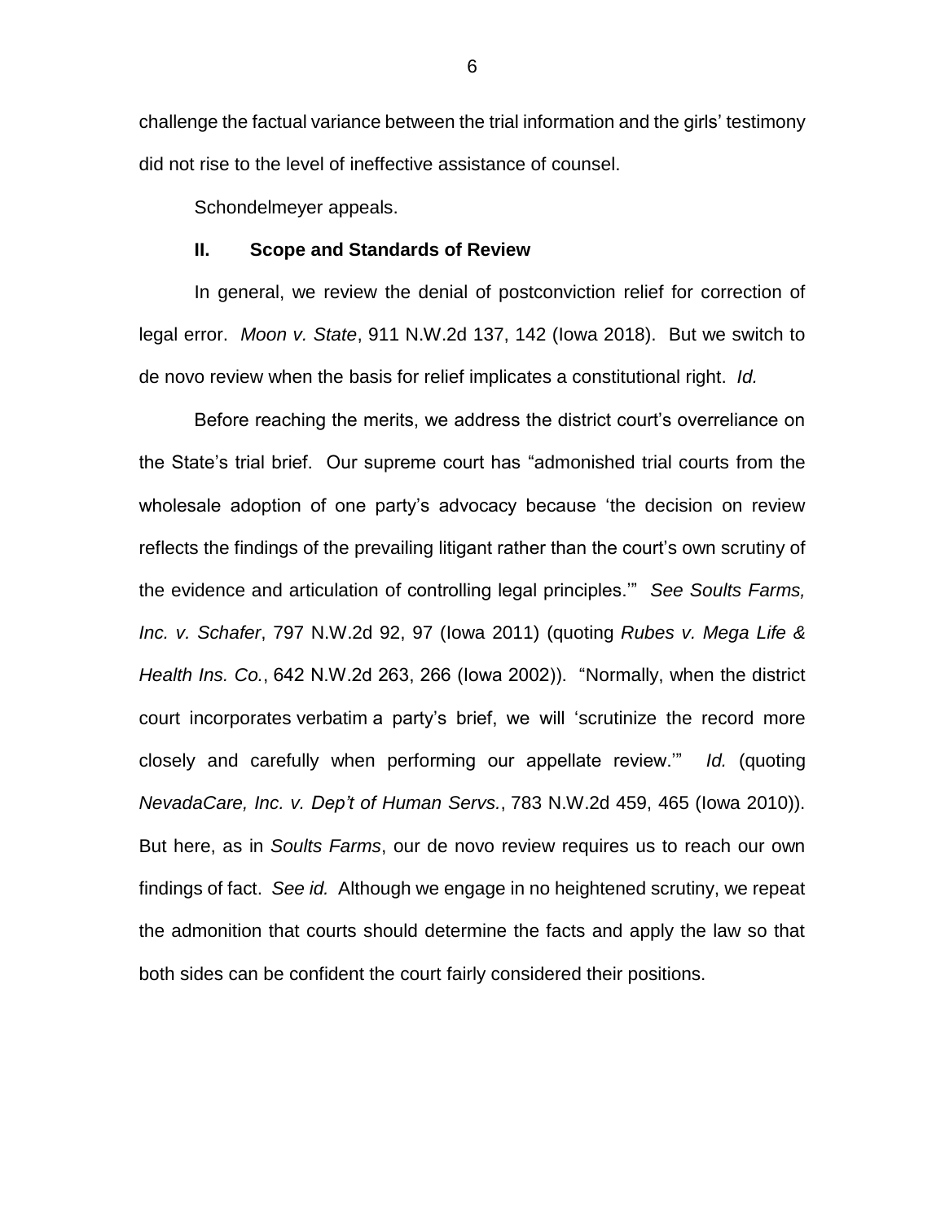challenge the factual variance between the trial information and the girls' testimony did not rise to the level of ineffective assistance of counsel.

Schondelmeyer appeals.

## II. Scope and Standards of Review

In general, we review the denial of postconviction relief for correction of legal error. *Moon v. State*, 911 N.W.2d 137, 142 (Iowa 2018). But we switch to de novo review when the basis for relief implicates a constitutional right. *Id.*

Before reaching the merits, we address the district court's overreliance on the State's trial brief. Our supreme court has "admonished trial courts from the wholesale adoption of one party's advocacy because 'the decision on review reflects the findings of the prevailing litigant rather than the court's own scrutiny of the evidence and articulation of controlling legal principles.'" *See Soults Farms, Inc. v. Schafer*, 797 N.W.2d 92, 97 (Iowa 2011) (quoting *Rubes v. Mega Life & Health Ins. Co.*, 642 N.W.2d 263, 266 (Iowa 2002)). "Normally, when the district court incorporates verbatim a party's brief, we will 'scrutinize the record more closely and carefully when performing our appellate review.'" *Id.* (quoting *NevadaCare, Inc. v. Dep't of Human Servs.*, 783 N.W.2d 459, 465 (Iowa 2010)). But here, as in *Soults Farms*, our de novo review requires us to reach our own findings of fact. *See id.* Although we engage in no heightened scrutiny, we repeat the admonition that courts should determine the facts and apply the law so that both sides can be confident the court fairly considered their positions.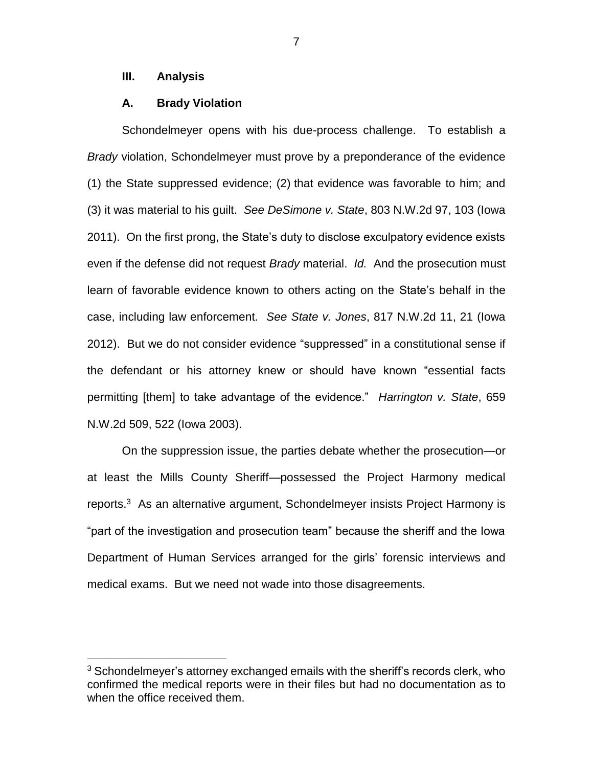## III. Analysis

### A. Brady Violation

Schondelmeyer opens with his due-process challenge. To establish a *Brady* violation, Schondelmeyer must prove by a preponderance of the evidence (1) the State suppressed evidence; (2) that evidence was favorable to him; and (3) it was material to his guilt. *See DeSimone v. State*, 803 N.W.2d 97, 103 (Iowa 2011). On the first prong, the State's duty to disclose exculpatory evidence exists even if the defense did not request *Brady* material. *Id.* And the prosecution must learn of favorable evidence known to others acting on the State's behalf in the case, including law enforcement. *See State v. Jones*, 817 N.W.2d 11, 21 (Iowa 2012). But we do not consider evidence "suppressed" in a constitutional sense if the defendant or his attorney knew or should have known "essential facts permitting [them] to take advantage of the evidence." *Harrington v. State*, 659 N.W.2d 509, 522 (Iowa 2003).

On the suppression issue, the parties debate whether the prosecution—or at least the Mills County Sheriff—possessed the Project Harmony medical reports.[3] As an alternative argument, Schondelmeyer insists Project Harmony is "part of the investigation and prosecution team" because the sheriff and the Iowa Department of Human Services arranged for the girls' forensic interviews and medical exams. But we need not wade into those disagreements.

[3] Schondelmeyer's attorney exchanged emails with the sheriff's records clerk, who confirmed the medical reports were in their files but had no documentation as to when the office received them.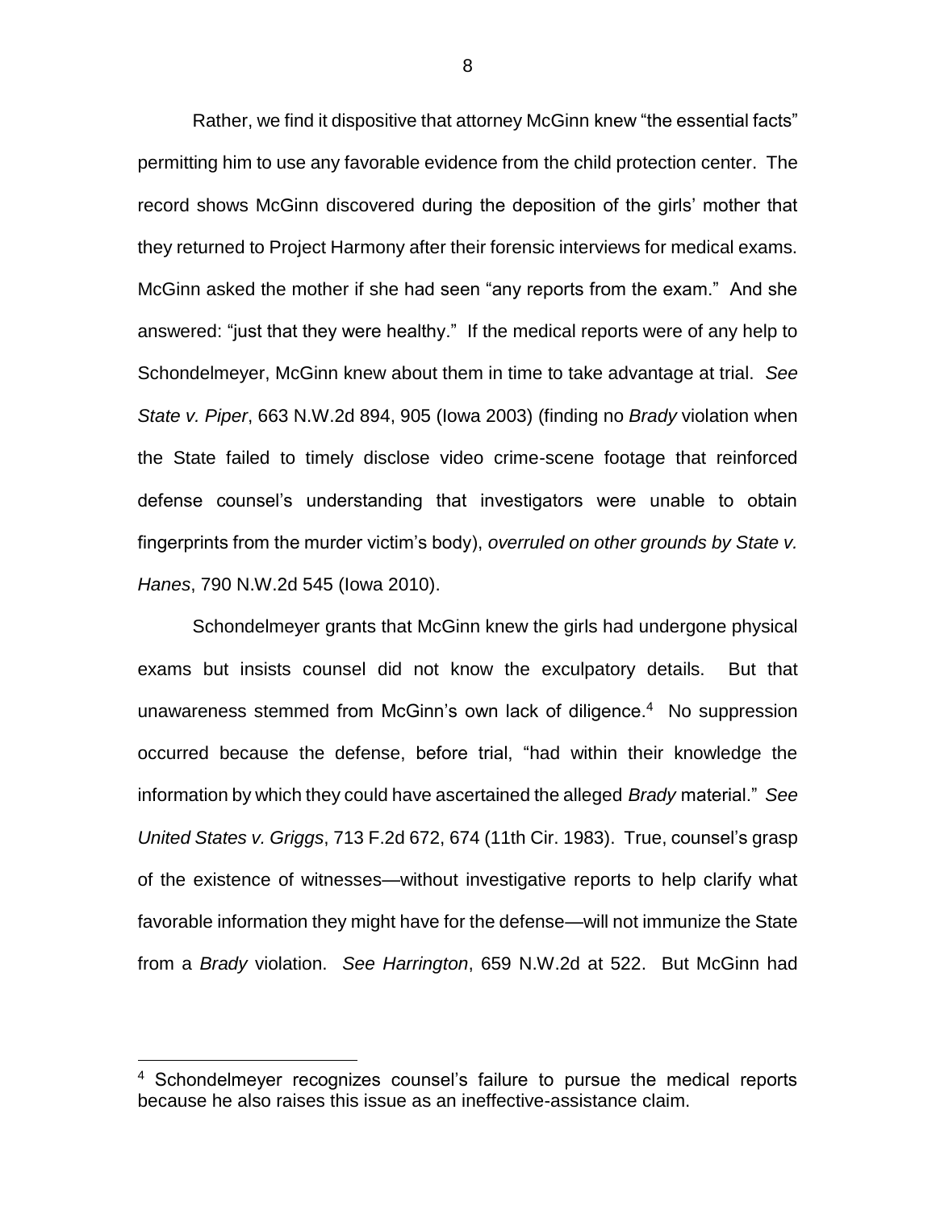Rather, we find it dispositive that attorney McGinn knew "the essential facts" permitting him to use any favorable evidence from the child protection center. The record shows McGinn discovered during the deposition of the girls' mother that they returned to Project Harmony after their forensic interviews for medical exams. McGinn asked the mother if she had seen "any reports from the exam." And she answered: "just that they were healthy." If the medical reports were of any help to Schondelmeyer, McGinn knew about them in time to take advantage at trial. *See State v. Piper*, 663 N.W.2d 894, 905 (Iowa 2003) (finding no *Brady* violation when the State failed to timely disclose video crime-scene footage that reinforced defense counsel's understanding that investigators were unable to obtain fingerprints from the murder victim's body), *overruled on other grounds by State v. Hanes*, 790 N.W.2d 545 (Iowa 2010).

Schondelmeyer grants that McGinn knew the girls had undergone physical exams but insists counsel did not know the exculpatory details. But that unawareness stemmed from McGinn's own lack of diligence.[4] No suppression occurred because the defense, before trial, "had within their knowledge the information by which they could have ascertained the alleged *Brady* material." *See United States v. Griggs*, 713 F.2d 672, 674 (11th Cir. 1983). True, counsel's grasp of the existence of witnesses—without investigative reports to help clarify what favorable information they might have for the defense—will not immunize the State from a *Brady* violation. *See Harrington*, 659 N.W.2d at 522. But McGinn had

[4] Schondelmeyer recognizes counsel's failure to pursue the medical reports because he also raises this issue as an ineffective-assistance claim.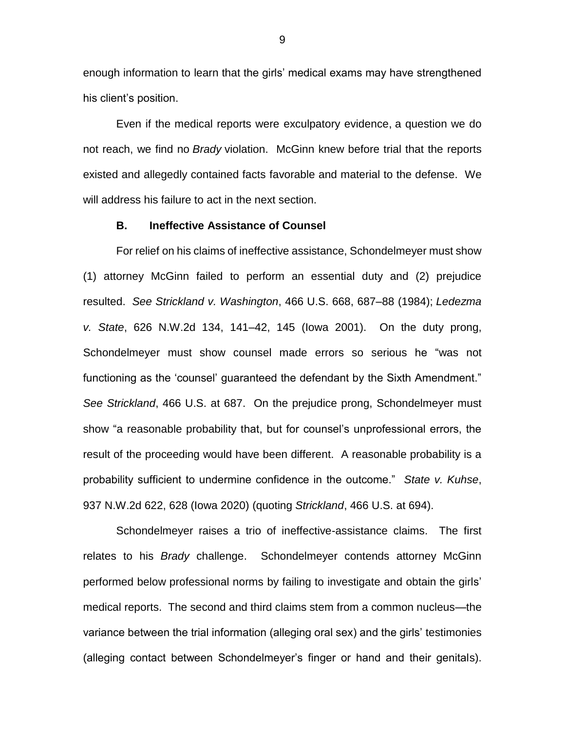enough information to learn that the girls' medical exams may have strengthened his client's position.

Even if the medical reports were exculpatory evidence, a question we do not reach, we find no *Brady* violation. McGinn knew before trial that the reports existed and allegedly contained facts favorable and material to the defense. We will address his failure to act in the next section.

### B. Ineffective Assistance of Counsel

For relief on his claims of ineffective assistance, Schondelmeyer must show (1) attorney McGinn failed to perform an essential duty and (2) prejudice resulted. *See Strickland v. Washington*, 466 U.S. 668, 687–88 (1984); *Ledezma v. State*, 626 N.W.2d 134, 141–42, 145 (Iowa 2001). On the duty prong, Schondelmeyer must show counsel made errors so serious he "was not functioning as the 'counsel' guaranteed the defendant by the Sixth Amendment." *See Strickland*, 466 U.S. at 687. On the prejudice prong, Schondelmeyer must show "a reasonable probability that, but for counsel's unprofessional errors, the result of the proceeding would have been different. A reasonable probability is a probability sufficient to undermine confidence in the outcome." *State v. Kuhse*, 937 N.W.2d 622, 628 (Iowa 2020) (quoting *Strickland*, 466 U.S. at 694).

Schondelmeyer raises a trio of ineffective-assistance claims. The first relates to his *Brady* challenge. Schondelmeyer contends attorney McGinn performed below professional norms by failing to investigate and obtain the girls' medical reports. The second and third claims stem from a common nucleus—the variance between the trial information (alleging oral sex) and the girls' testimonies (alleging contact between Schondelmeyer's finger or hand and their genitals).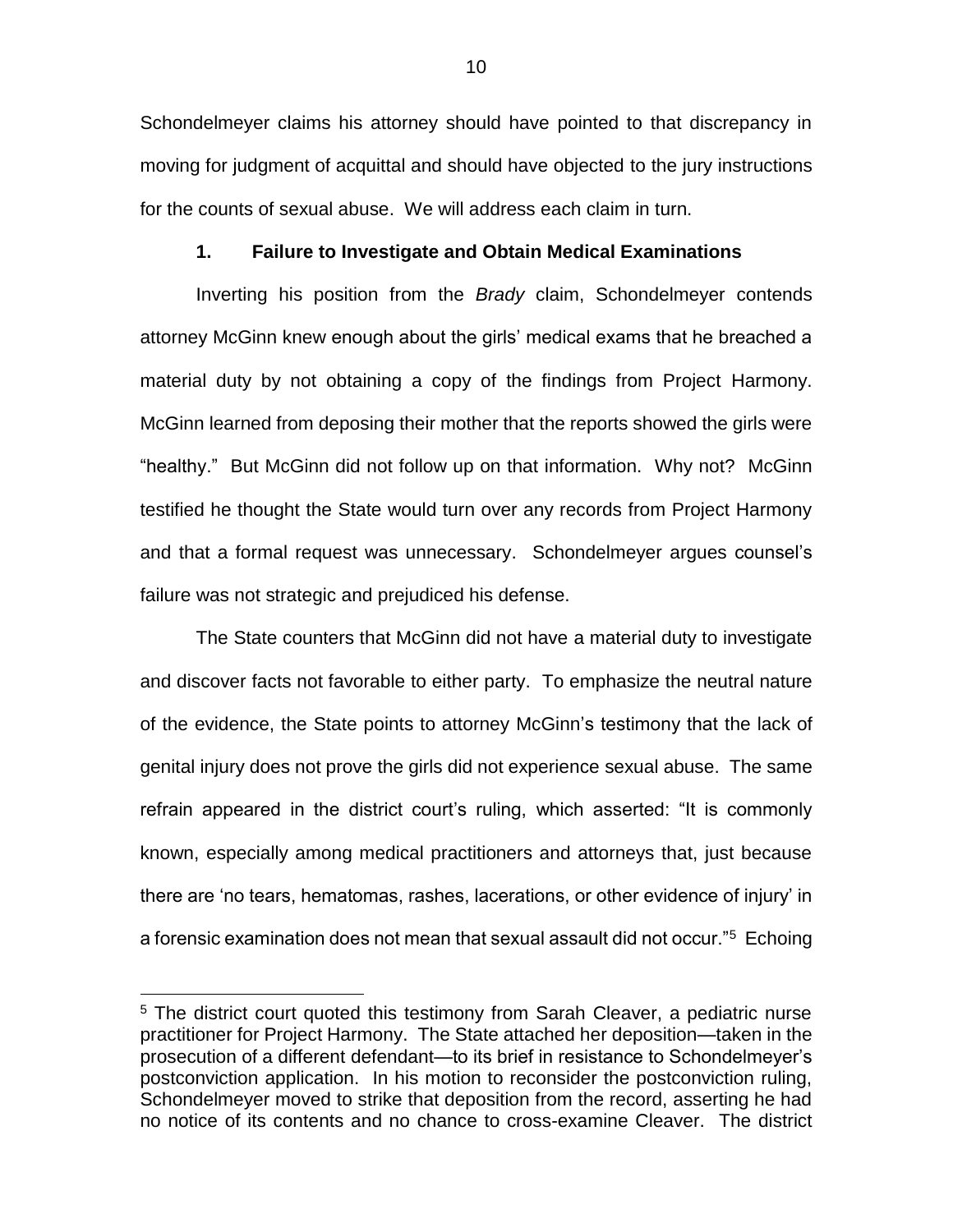Schondelmeyer claims his attorney should have pointed to that discrepancy in moving for judgment of acquittal and should have objected to the jury instructions for the counts of sexual abuse. We will address each claim in turn.

### 1. Failure to Investigate and Obtain Medical Examinations

Inverting his position from the *Brady* claim, Schondelmeyer contends attorney McGinn knew enough about the girls' medical exams that he breached a material duty by not obtaining a copy of the findings from Project Harmony. McGinn learned from deposing their mother that the reports showed the girls were "healthy." But McGinn did not follow up on that information. Why not? McGinn testified he thought the State would turn over any records from Project Harmony and that a formal request was unnecessary. Schondelmeyer argues counsel's failure was not strategic and prejudiced his defense.

The State counters that McGinn did not have a material duty to investigate and discover facts not favorable to either party. To emphasize the neutral nature of the evidence, the State points to attorney McGinn's testimony that the lack of genital injury does not prove the girls did not experience sexual abuse. The same refrain appeared in the district court's ruling, which asserted: "It is commonly known, especially among medical practitioners and attorneys that, just because there are 'no tears, hematomas, rashes, lacerations, or other evidence of injury' in a forensic examination does not mean that sexual assault did not occur."[5] Echoing

[5] The district court quoted this testimony from Sarah Cleaver, a pediatric nurse practitioner for Project Harmony. The State attached her deposition—taken in the prosecution of a different defendant—to its brief in resistance to Schondelmeyer's postconviction application. In his motion to reconsider the postconviction ruling, Schondelmeyer moved to strike that deposition from the record, asserting he had no notice of its contents and no chance to cross-examine Cleaver. The district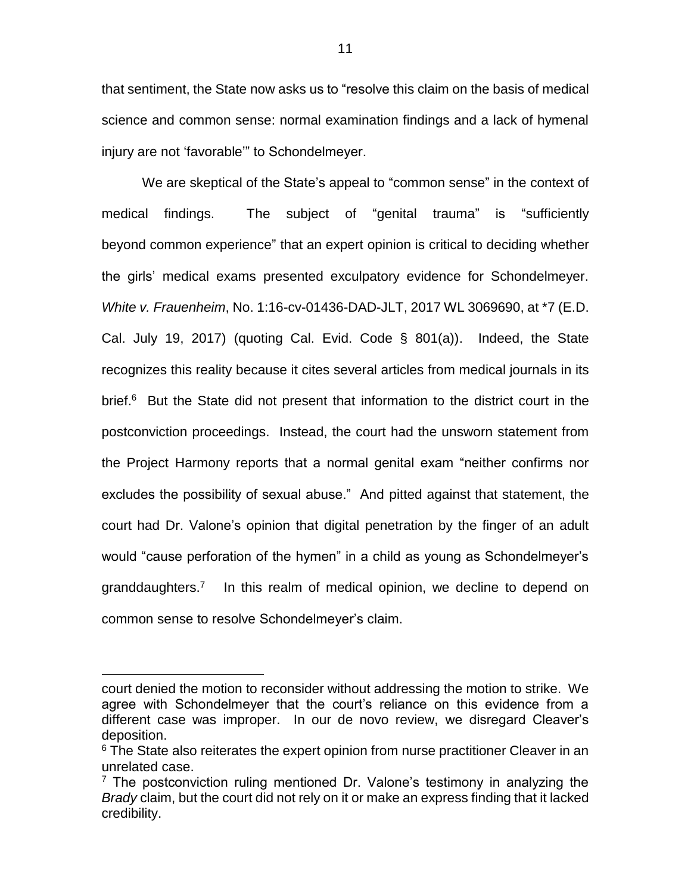that sentiment, the State now asks us to "resolve this claim on the basis of medical science and common sense: normal examination findings and a lack of hymenal injury are not 'favorable'" to Schondelmeyer.

We are skeptical of the State's appeal to "common sense" in the context of medical findings. The subject of "genital trauma" is "sufficiently beyond common experience" that an expert opinion is critical to deciding whether the girls' medical exams presented exculpatory evidence for Schondelmeyer. *White v. Frauenheim*, No. 1:16-cv-01436-DAD-JLT, 2017 WL 3069690, at *7 (E.D. Cal. July 19, 2017) (quoting Cal. Evid. Code § 801(a)). Indeed, the State recognizes this reality because it cites several articles from medical journals in its brief.[6] But the State did not present that information to the district court in the postconviction proceedings. Instead, the court had the unsworn statement from the Project Harmony reports that a normal genital exam "neither confirms nor excludes the possibility of sexual abuse." And pitted against that statement, the court had Dr. Valone's opinion that digital penetration by the finger of an adult would "cause perforation of the hymen" in a child as young as Schondelmeyer's granddaughters.[7] In this realm of medical opinion, we decline to depend on common sense to resolve Schondelmeyer's claim.

---

court denied the motion to reconsider without addressing the motion to strike. We agree with Schondelmeyer that the court's reliance on this evidence from a different case was improper. In our de novo review, we disregard Cleaver's deposition.

[6] The State also reiterates the expert opinion from nurse practitioner Cleaver in an unrelated case.

[7] The postconviction ruling mentioned Dr. Valone's testimony in analyzing the *Brady* claim, but the court did not rely on it or make an express finding that it lacked credibility.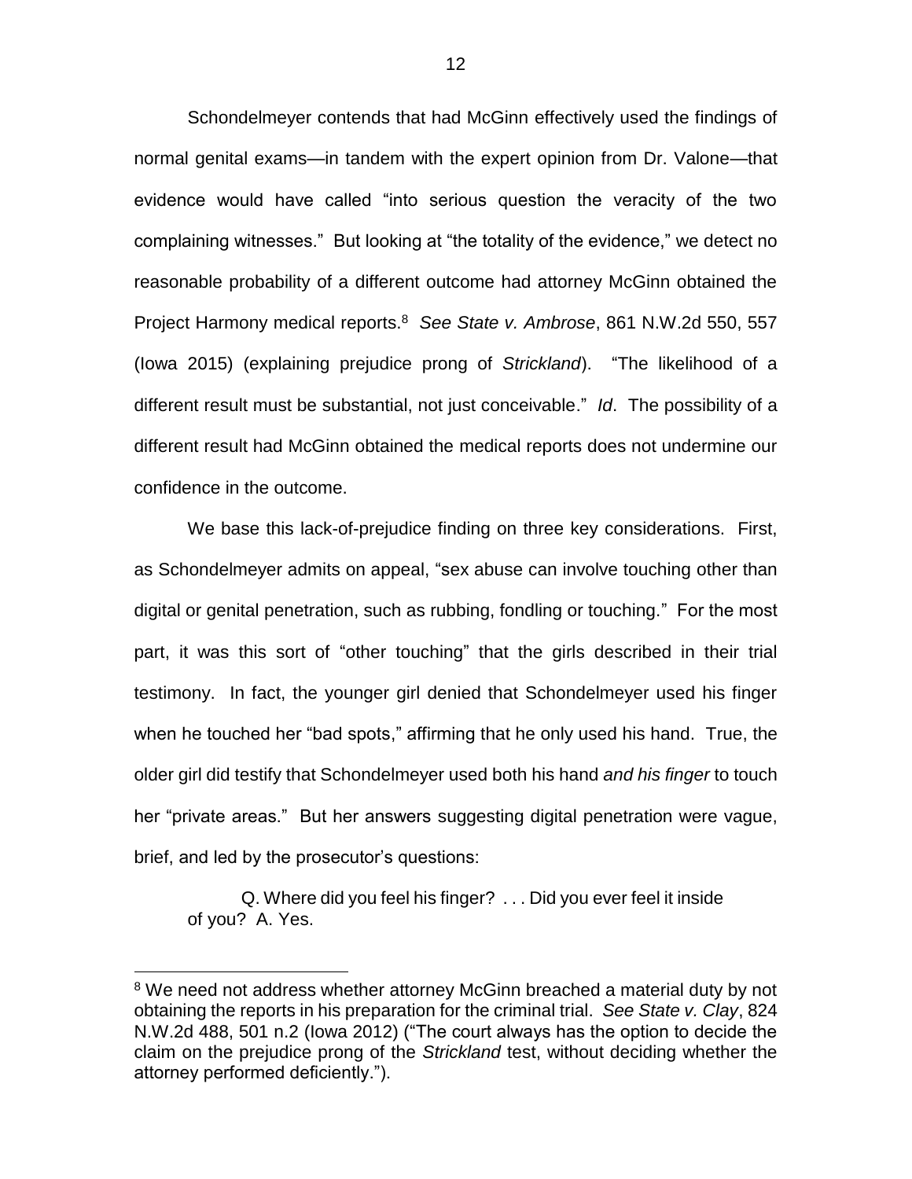Schondelmeyer contends that had McGinn effectively used the findings of normal genital exams—in tandem with the expert opinion from Dr. Valone—that evidence would have called "into serious question the veracity of the two complaining witnesses." But looking at "the totality of the evidence," we detect no reasonable probability of a different outcome had attorney McGinn obtained the Project Harmony medical reports.[8] *See State v. Ambrose*, 861 N.W.2d 550, 557 (Iowa 2015) (explaining prejudice prong of *Strickland*). "The likelihood of a different result must be substantial, not just conceivable." *Id*. The possibility of a different result had McGinn obtained the medical reports does not undermine our confidence in the outcome.

We base this lack-of-prejudice finding on three key considerations. First, as Schondelmeyer admits on appeal, "sex abuse can involve touching other than digital or genital penetration, such as rubbing, fondling or touching." For the most part, it was this sort of "other touching" that the girls described in their trial testimony. In fact, the younger girl denied that Schondelmeyer used his finger when he touched her "bad spots," affirming that he only used his hand. True, the older girl did testify that Schondelmeyer used both his hand *and his finger* to touch her "private areas." But her answers suggesting digital penetration were vague, brief, and led by the prosecutor's questions:

> Q. Where did you feel his finger? . . . Did you ever feel it inside of you? A. Yes.

---

[8] We need not address whether attorney McGinn breached a material duty by not obtaining the reports in his preparation for the criminal trial. *See State v. Clay*, 824 N.W.2d 488, 501 n.2 (Iowa 2012) ("The court always has the option to decide the claim on the prejudice prong of the *Strickland* test, without deciding whether the attorney performed deficiently.").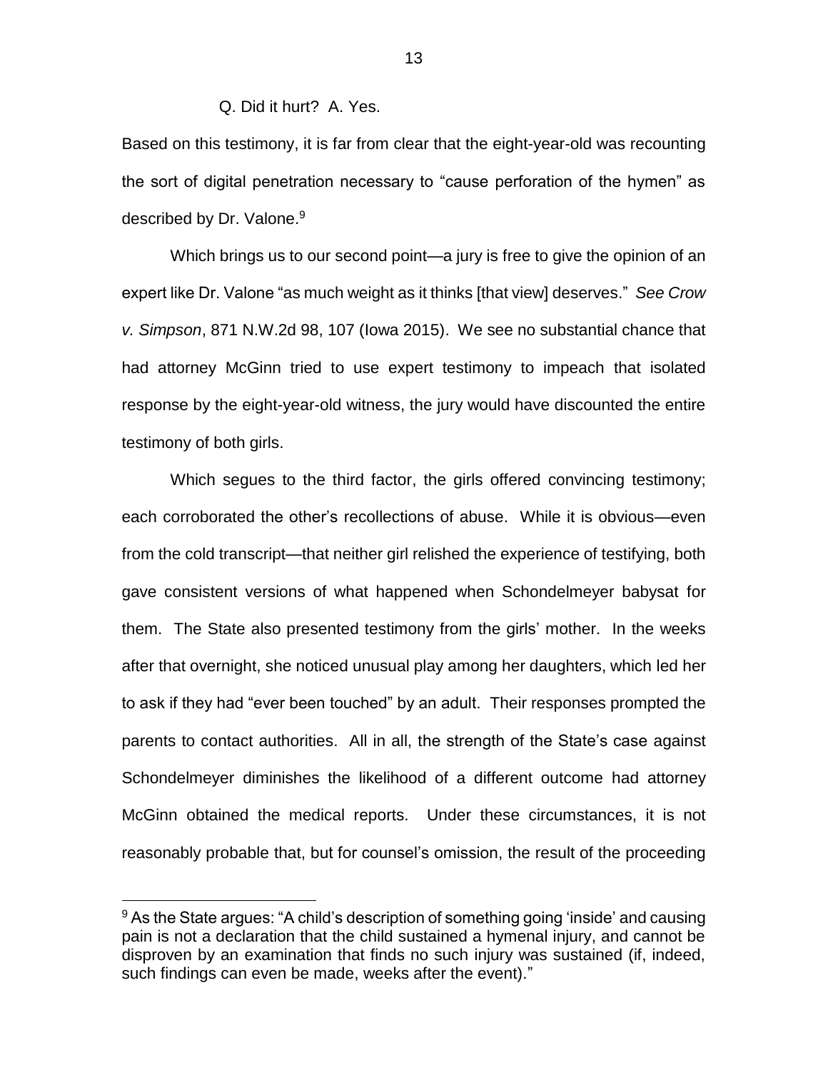Q. Did it hurt? A. Yes.

Based on this testimony, it is far from clear that the eight-year-old was recounting the sort of digital penetration necessary to "cause perforation of the hymen" as described by Dr. Valone.[9]

Which brings us to our second point—a jury is free to give the opinion of an expert like Dr. Valone "as much weight as it thinks [that view] deserves." *See Crow v. Simpson*, 871 N.W.2d 98, 107 (Iowa 2015). We see no substantial chance that had attorney McGinn tried to use expert testimony to impeach that isolated response by the eight-year-old witness, the jury would have discounted the entire testimony of both girls.

Which segues to the third factor, the girls offered convincing testimony; each corroborated the other's recollections of abuse. While it is obvious—even from the cold transcript—that neither girl relished the experience of testifying, both gave consistent versions of what happened when Schondelmeyer babysat for them. The State also presented testimony from the girls' mother. In the weeks after that overnight, she noticed unusual play among her daughters, which led her to ask if they had "ever been touched" by an adult. Their responses prompted the parents to contact authorities. All in all, the strength of the State's case against Schondelmeyer diminishes the likelihood of a different outcome had attorney McGinn obtained the medical reports. Under these circumstances, it is not reasonably probable that, but for counsel's omission, the result of the proceeding

[9] As the State argues: "A child's description of something going 'inside' and causing pain is not a declaration that the child sustained a hymenal injury, and cannot be disproven by an examination that finds no such injury was sustained (if, indeed, such findings can even be made, weeks after the event)."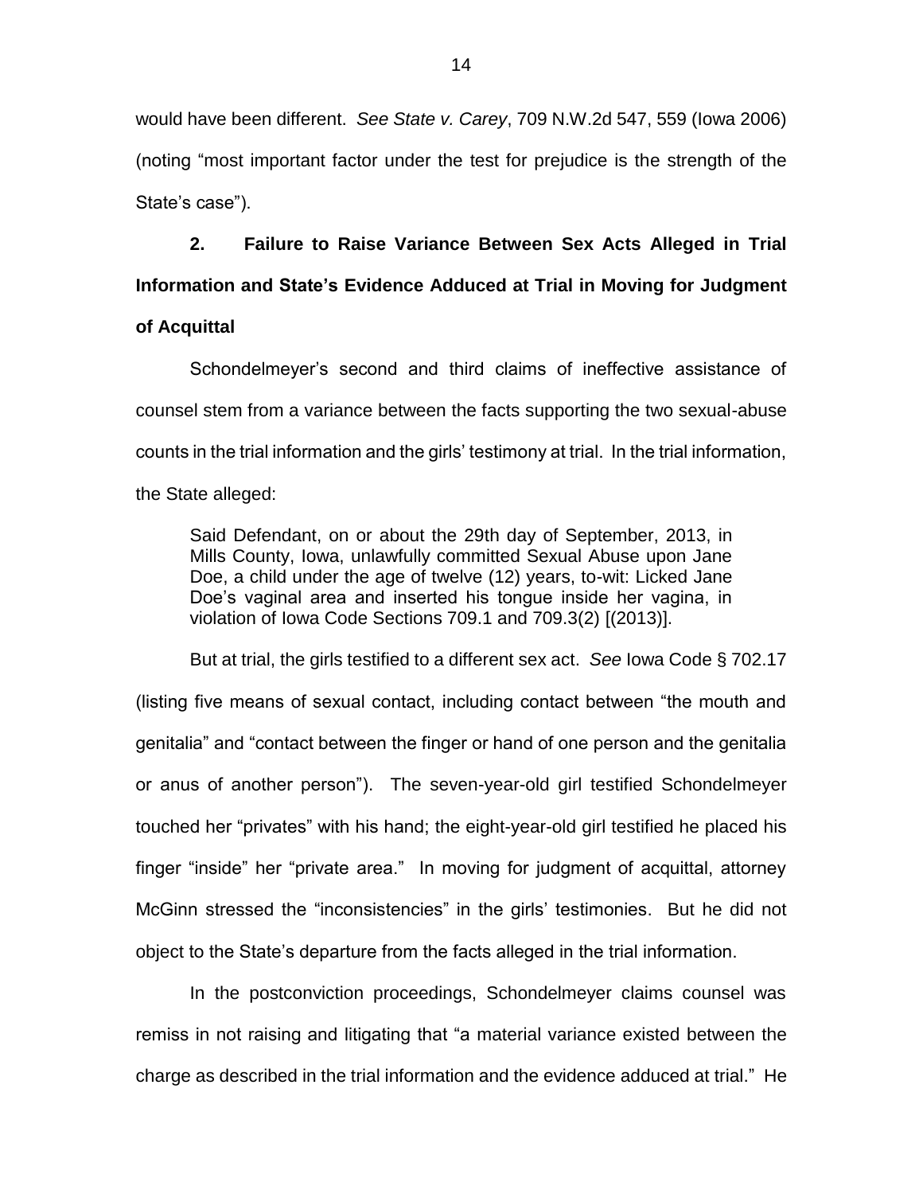would have been different. *See State v. Carey*, 709 N.W.2d 547, 559 (Iowa 2006) (noting "most important factor under the test for prejudice is the strength of the State's case").

**2. Failure to Raise Variance Between Sex Acts Alleged in Trial Information and State's Evidence Adduced at Trial in Moving for Judgment of Acquittal**

Schondelmeyer's second and third claims of ineffective assistance of counsel stem from a variance between the facts supporting the two sexual-abuse counts in the trial information and the girls' testimony at trial. In the trial information, the State alleged:

> Said Defendant, on or about the 29th day of September, 2013, in Mills County, Iowa, unlawfully committed Sexual Abuse upon Jane Doe, a child under the age of twelve (12) years, to-wit: Licked Jane Doe's vaginal area and inserted his tongue inside her vagina, in violation of Iowa Code Sections 709.1 and 709.3(2) [(2013)].

But at trial, the girls testified to a different sex act. *See* Iowa Code § 702.17 (listing five means of sexual contact, including contact between "the mouth and genitalia" and "contact between the finger or hand of one person and the genitalia or anus of another person"). The seven-year-old girl testified Schondelmeyer touched her "privates" with his hand; the eight-year-old girl testified he placed his finger "inside" her "private area." In moving for judgment of acquittal, attorney McGinn stressed the "inconsistencies" in the girls' testimonies. But he did not object to the State's departure from the facts alleged in the trial information.

In the postconviction proceedings, Schondelmeyer claims counsel was remiss in not raising and litigating that "a material variance existed between the charge as described in the trial information and the evidence adduced at trial." He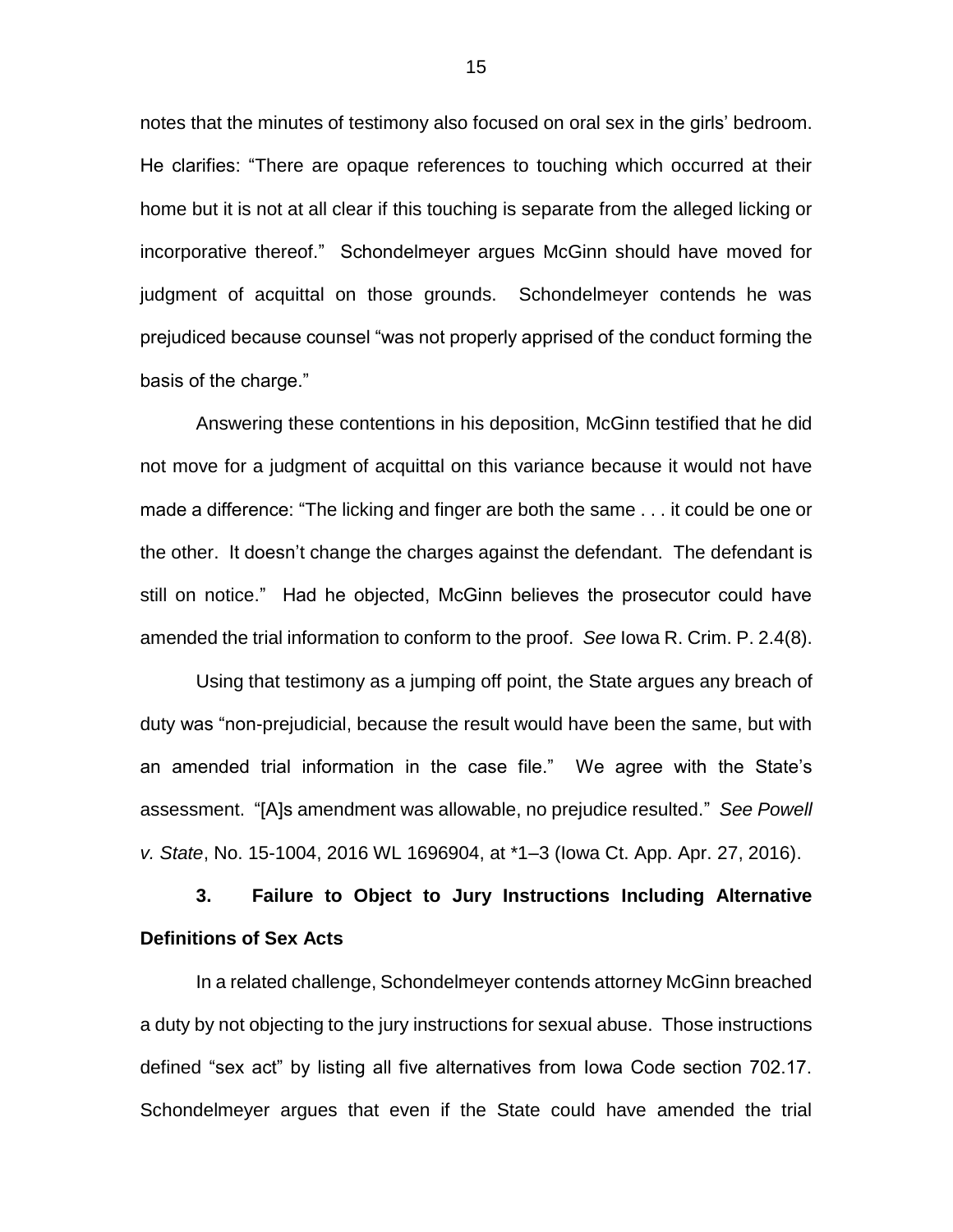notes that the minutes of testimony also focused on oral sex in the girls' bedroom. He clarifies: "There are opaque references to touching which occurred at their home but it is not at all clear if this touching is separate from the alleged licking or incorporative thereof." Schondelmeyer argues McGinn should have moved for judgment of acquittal on those grounds. Schondelmeyer contends he was prejudiced because counsel "was not properly apprised of the conduct forming the basis of the charge."

Answering these contentions in his deposition, McGinn testified that he did not move for a judgment of acquittal on this variance because it would not have made a difference: "The licking and finger are both the same . . . it could be one or the other. It doesn't change the charges against the defendant. The defendant is still on notice." Had he objected, McGinn believes the prosecutor could have amended the trial information to conform to the proof. *See* Iowa R. Crim. P. 2.4(8).

Using that testimony as a jumping off point, the State argues any breach of duty was "non-prejudicial, because the result would have been the same, but with an amended trial information in the case file." We agree with the State's assessment. "[A]s amendment was allowable, no prejudice resulted." *See Powell v. State*, No. 15-1004, 2016 WL 1696904, at *1–3 (Iowa Ct. App. Apr. 27, 2016).

**3. Failure to Object to Jury Instructions Including Alternative Definitions of Sex Acts**

In a related challenge, Schondelmeyer contends attorney McGinn breached a duty by not objecting to the jury instructions for sexual abuse. Those instructions defined "sex act" by listing all five alternatives from Iowa Code section 702.17. Schondelmeyer argues that even if the State could have amended the trial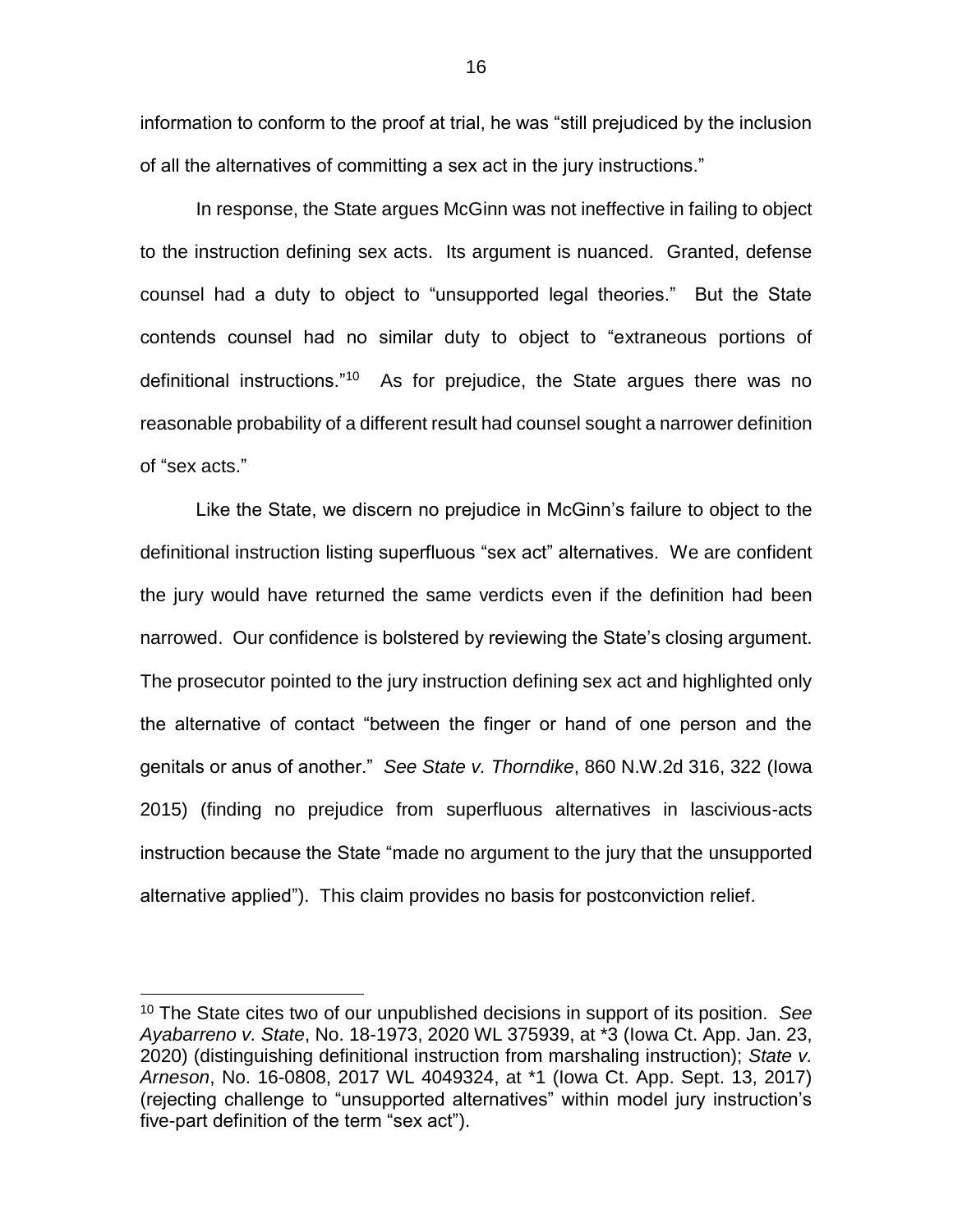information to conform to the proof at trial, he was "still prejudiced by the inclusion of all the alternatives of committing a sex act in the jury instructions."

In response, the State argues McGinn was not ineffective in failing to object to the instruction defining sex acts. Its argument is nuanced. Granted, defense counsel had a duty to object to "unsupported legal theories." But the State contends counsel had no similar duty to object to "extraneous portions of definitional instructions."[10] As for prejudice, the State argues there was no reasonable probability of a different result had counsel sought a narrower definition of "sex acts."

Like the State, we discern no prejudice in McGinn's failure to object to the definitional instruction listing superfluous "sex act" alternatives. We are confident the jury would have returned the same verdicts even if the definition had been narrowed. Our confidence is bolstered by reviewing the State's closing argument. The prosecutor pointed to the jury instruction defining sex act and highlighted only the alternative of contact "between the finger or hand of one person and the genitals or anus of another." *See State v. Thorndike*, 860 N.W.2d 316, 322 (Iowa 2015) (finding no prejudice from superfluous alternatives in lascivious-acts instruction because the State "made no argument to the jury that the unsupported alternative applied"). This claim provides no basis for postconviction relief.

---

[10] The State cites two of our unpublished decisions in support of its position. *See Ayabarreno v. State*, No. 18-1973, 2020 WL 375939, at *3 (Iowa Ct. App. Jan. 23, 2020) (distinguishing definitional instruction from marshaling instruction); *State v. Arneson*, No. 16-0808, 2017 WL 4049324, at *1 (Iowa Ct. App. Sept. 13, 2017) (rejecting challenge to "unsupported alternatives" within model jury instruction's five-part definition of the term "sex act").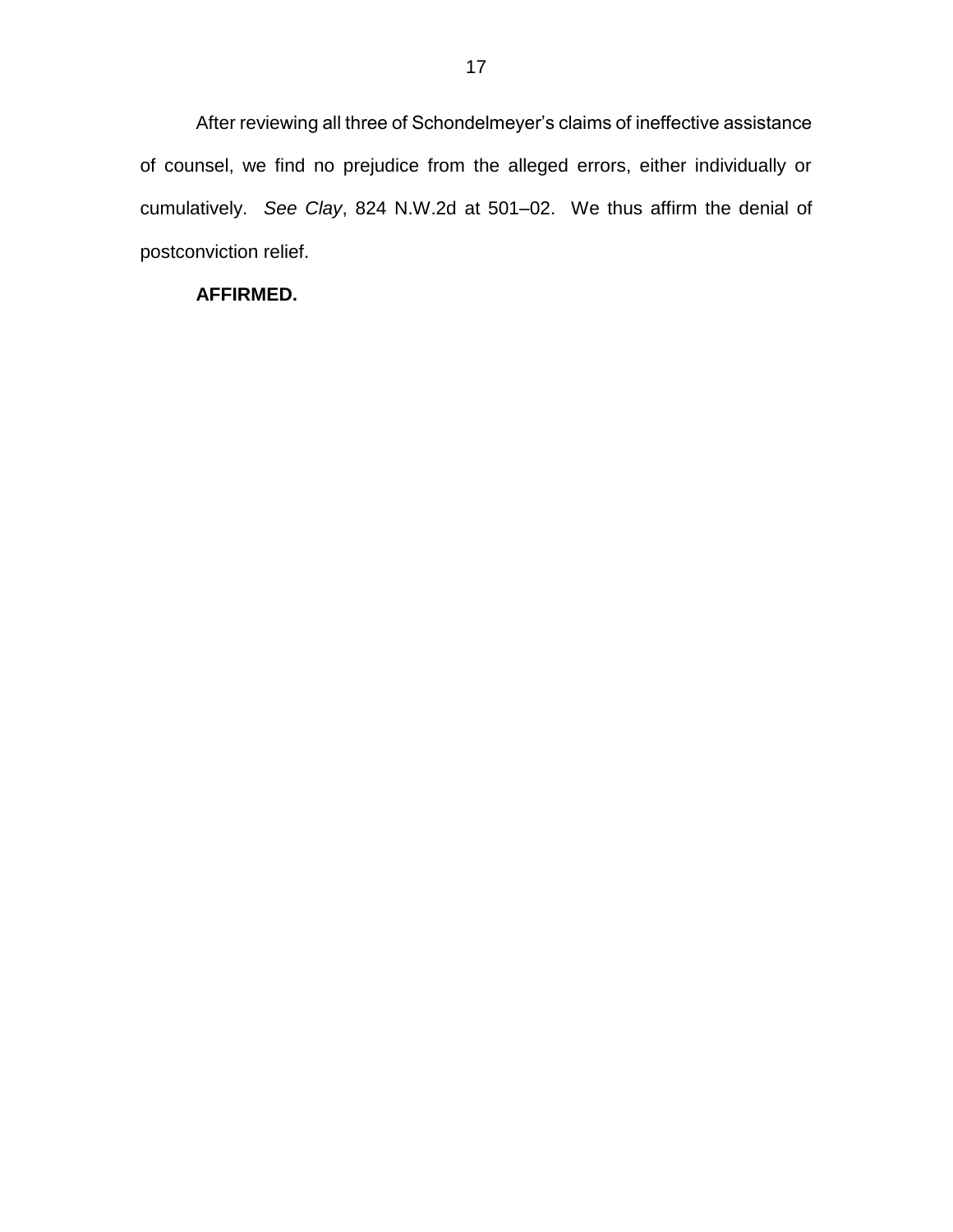After reviewing all three of Schondelmeyer's claims of ineffective assistance of counsel, we find no prejudice from the alleged errors, either individually or cumulatively. *See Clay*, 824 N.W.2d at 501–02. We thus affirm the denial of postconviction relief.

**AFFIRMED.**